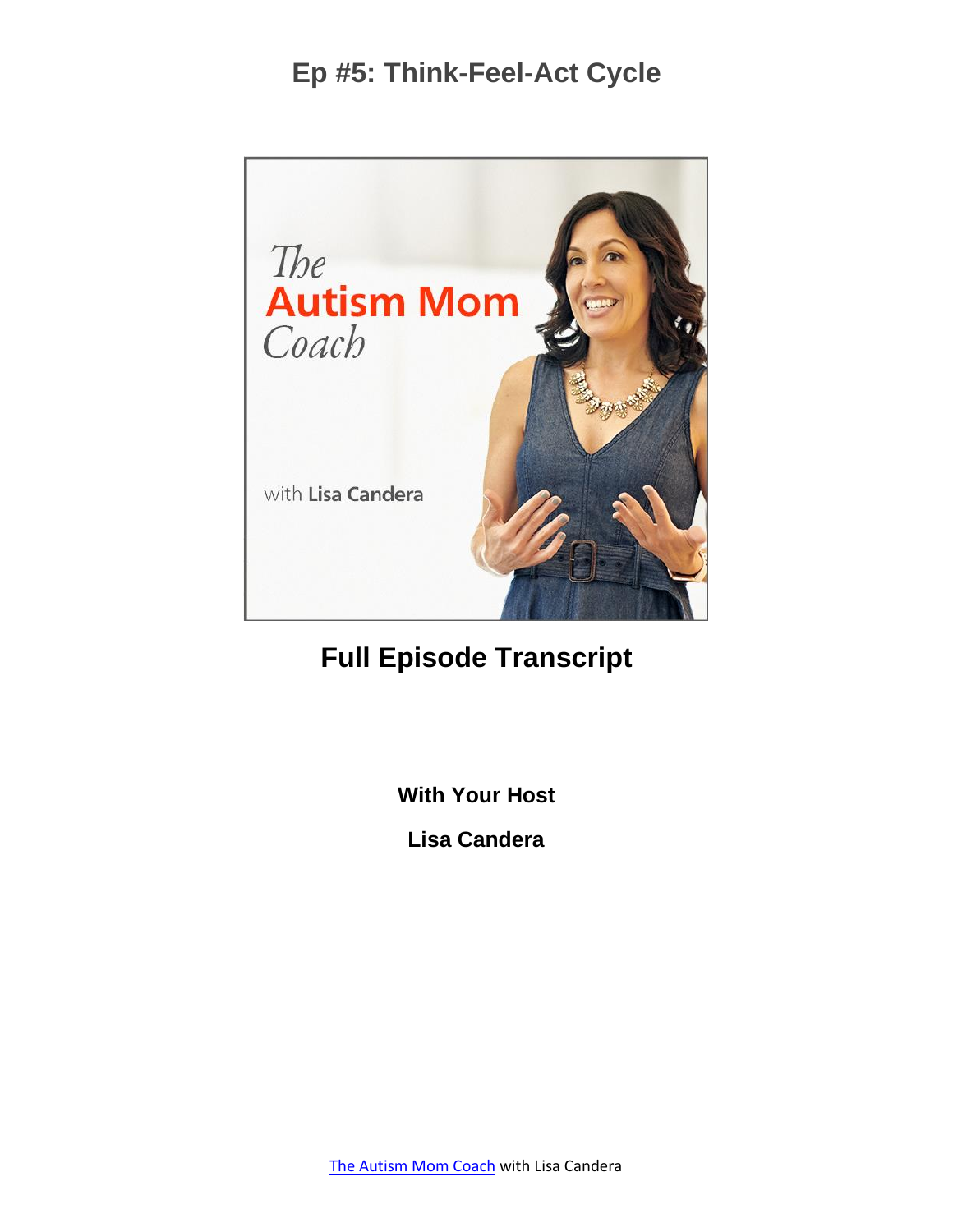# Ep #5: Think-Feel-Act Cycle

## Full Episode Transcript

**With Your Host**

**Lisa Candera**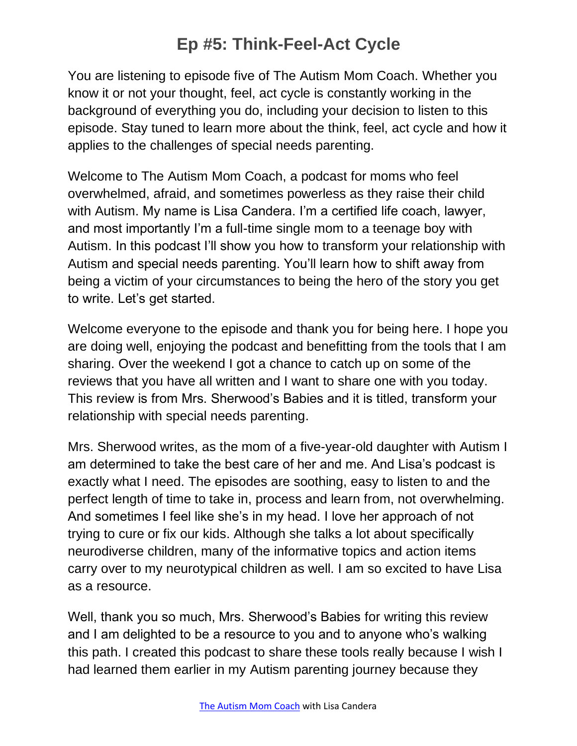# Ep #5: Think-Feel-Act Cycle

You are listening to episode five of The Autism Mom Coach. Whether you know it or not your thought, feel, act cycle is constantly working in the background of everything you do, including your decision to listen to this episode. Stay tuned to learn more about the think, feel, act cycle and how it applies to the challenges of special needs parenting.

Welcome to The Autism Mom Coach, a podcast for moms who feel overwhelmed, afraid, and sometimes powerless as they raise their child with Autism. My name is Lisa Candera. I'm a certified life coach, lawyer, and most importantly I'm a full-time single mom to a teenage boy with Autism. In this podcast I'll show you how to transform your relationship with Autism and special needs parenting. You'll learn how to shift away from being a victim of your circumstances to being the hero of the story you get to write. Let's get started.

Welcome everyone to the episode and thank you for being here. I hope you are doing well, enjoying the podcast and benefitting from the tools that I am sharing. Over the weekend I got a chance to catch up on some of the reviews that you have all written and I want to share one with you today. This review is from Mrs. Sherwood's Babies and it is titled, transform your relationship with special needs parenting.

Mrs. Sherwood writes, as the mom of a five-year-old daughter with Autism I am determined to take the best care of her and me. And Lisa's podcast is exactly what I need. The episodes are soothing, easy to listen to and the perfect length of time to take in, process and learn from, not overwhelming. And sometimes I feel like she's in my head. I love her approach of not trying to cure or fix our kids. Although she talks a lot about specifically neurodiverse children, many of the informative topics and action items carry over to my neurotypical children as well. I am so excited to have Lisa as a resource.

Well, thank you so much, Mrs. Sherwood's Babies for writing this review and I am delighted to be a resource to you and to anyone who's walking this path. I created this podcast to share these tools really because I wish I had learned them earlier in my Autism parenting journey because they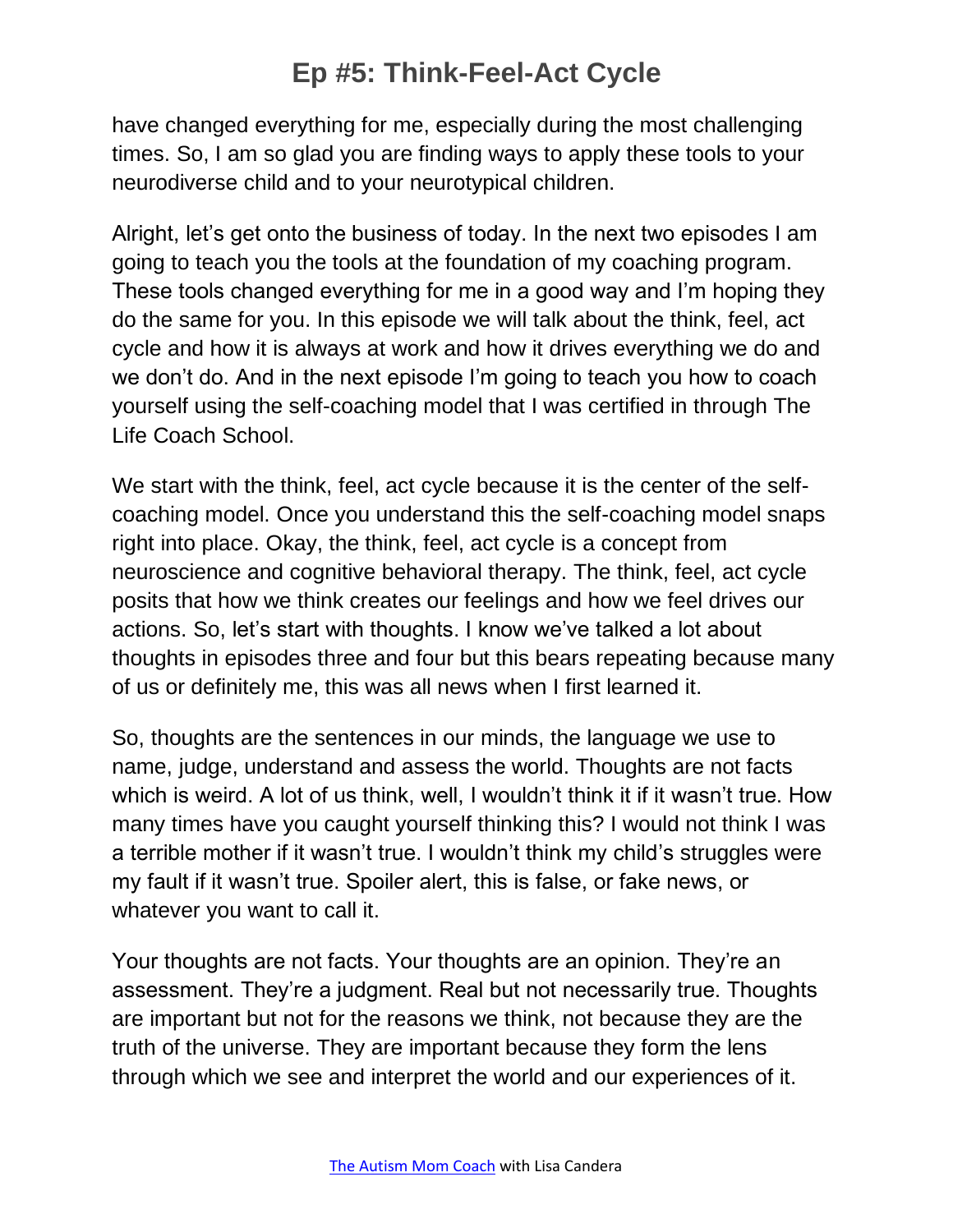have changed everything for me, especially during the most challenging times. So, I am so glad you are finding ways to apply these tools to your neurodiverse child and to your neurotypical children.

Alright, let's get onto the business of today. In the next two episodes I am going to teach you the tools at the foundation of my coaching program. These tools changed everything for me in a good way and I'm hoping they do the same for you. In this episode we will talk about the think, feel, act cycle and how it is always at work and how it drives everything we do and we don't do. And in the next episode I'm going to teach you how to coach yourself using the self-coaching model that I was certified in through The Life Coach School.

We start with the think, feel, act cycle because it is the center of the self-coaching model. Once you understand this the self-coaching model snaps right into place. Okay, the think, feel, act cycle is a concept from neuroscience and cognitive behavioral therapy. The think, feel, act cycle posits that how we think creates our feelings and how we feel drives our actions. So, let's start with thoughts. I know we've talked a lot about thoughts in episodes three and four but this bears repeating because many of us or definitely me, this was all news when I first learned it.

So, thoughts are the sentences in our minds, the language we use to name, judge, understand and assess the world. Thoughts are not facts which is weird. A lot of us think, well, I wouldn't think it if it wasn't true. How many times have you caught yourself thinking this? I would not think I was a terrible mother if it wasn't true. I wouldn't think my child's struggles were my fault if it wasn't true. Spoiler alert, this is false, or fake news, or whatever you want to call it.

Your thoughts are not facts. Your thoughts are an opinion. They're an assessment. They're a judgment. Real but not necessarily true. Thoughts are important but not for the reasons we think, not because they are the truth of the universe. They are important because they form the lens through which we see and interpret the world and our experiences of it.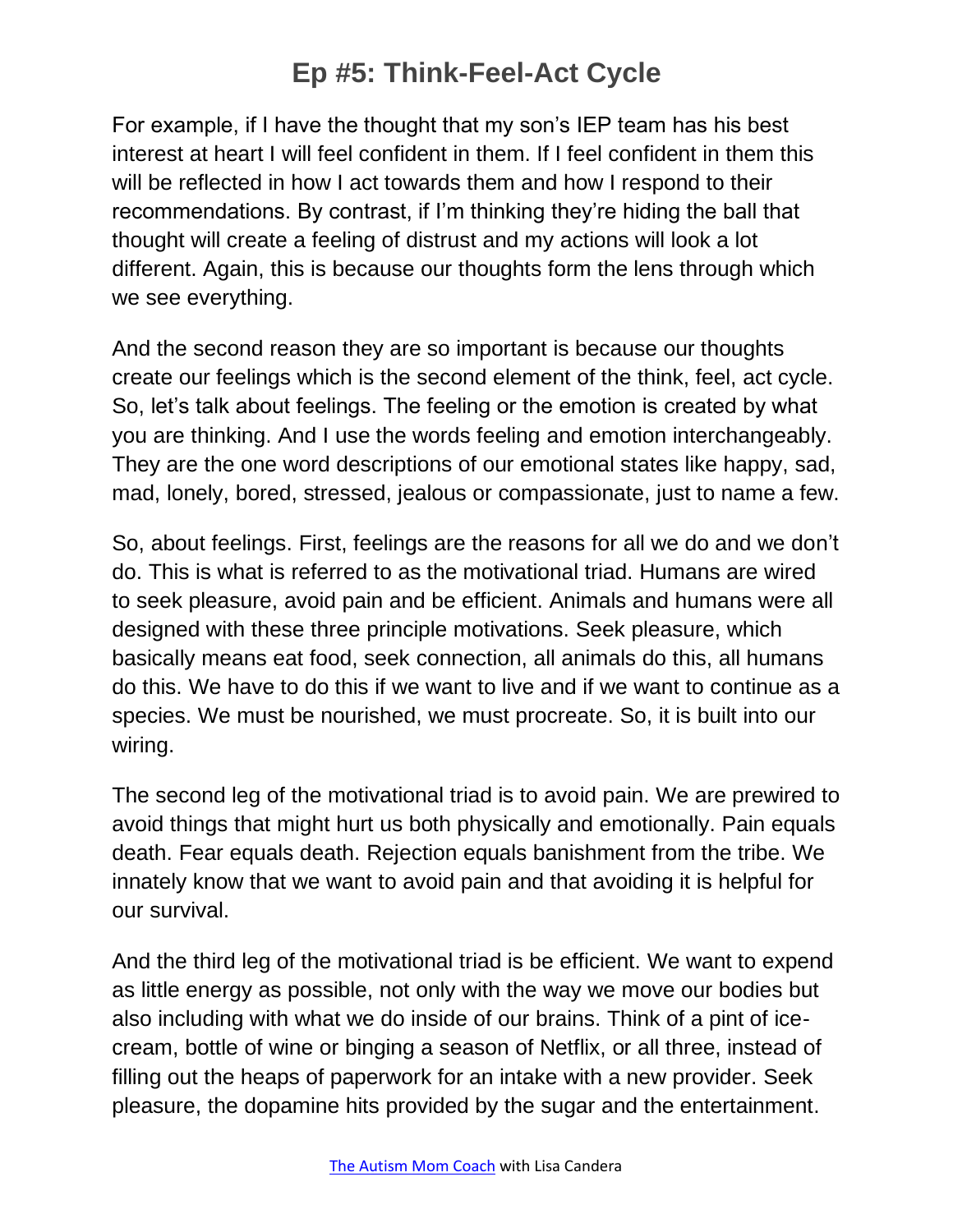For example, if I have the thought that my son's IEP team has his best interest at heart I will feel confident in them. If I feel confident in them this will be reflected in how I act towards them and how I respond to their recommendations. By contrast, if I'm thinking they're hiding the ball that thought will create a feeling of distrust and my actions will look a lot different. Again, this is because our thoughts form the lens through which we see everything.

And the second reason they are so important is because our thoughts create our feelings which is the second element of the think, feel, act cycle. So, let's talk about feelings. The feeling or the emotion is created by what you are thinking. And I use the words feeling and emotion interchangeably. They are the one word descriptions of our emotional states like happy, sad, mad, lonely, bored, stressed, jealous or compassionate, just to name a few.

So, about feelings. First, feelings are the reasons for all we do and we don't do. This is what is referred to as the motivational triad. Humans are wired to seek pleasure, avoid pain and be efficient. Animals and humans were all designed with these three principle motivations. Seek pleasure, which basically means eat food, seek connection, all animals do this, all humans do this. We have to do this if we want to live and if we want to continue as a species. We must be nourished, we must procreate. So, it is built into our wiring.

The second leg of the motivational triad is to avoid pain. We are prewired to avoid things that might hurt us both physically and emotionally. Pain equals death. Fear equals death. Rejection equals banishment from the tribe. We innately know that we want to avoid pain and that avoiding it is helpful for our survival.

And the third leg of the motivational triad is be efficient. We want to expend as little energy as possible, not only with the way we move our bodies but also including with what we do inside of our brains. Think of a pint of ice-cream, bottle of wine or binging a season of Netflix, or all three, instead of filling out the heaps of paperwork for an intake with a new provider. Seek pleasure, the dopamine hits provided by the sugar and the entertainment.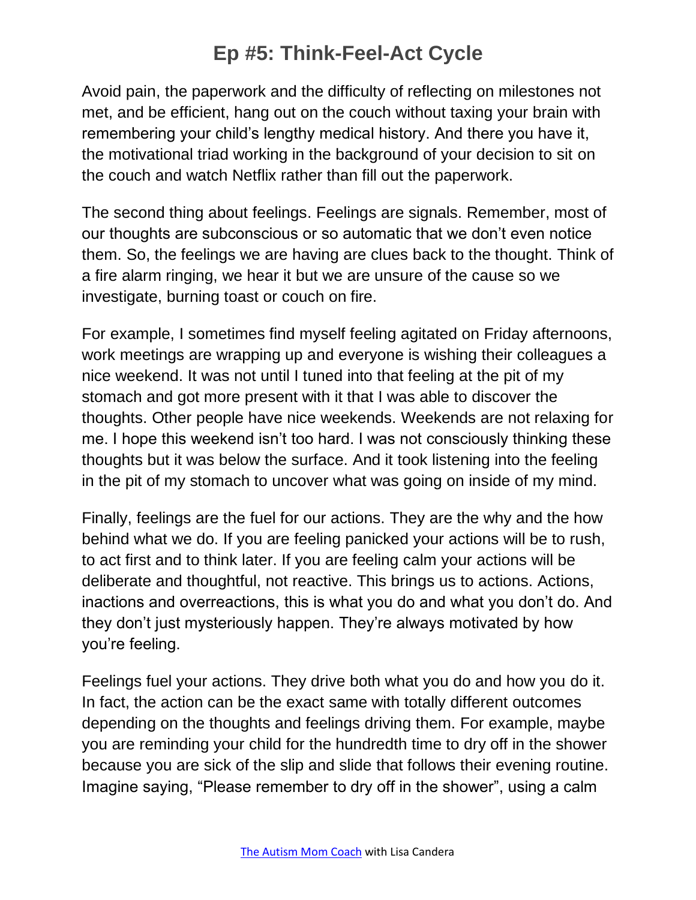Avoid pain, the paperwork and the difficulty of reflecting on milestones not met, and be efficient, hang out on the couch without taxing your brain with remembering your child's lengthy medical history. And there you have it, the motivational triad working in the background of your decision to sit on the couch and watch Netflix rather than fill out the paperwork.

The second thing about feelings. Feelings are signals. Remember, most of our thoughts are subconscious or so automatic that we don't even notice them. So, the feelings we are having are clues back to the thought. Think of a fire alarm ringing, we hear it but we are unsure of the cause so we investigate, burning toast or couch on fire.

For example, I sometimes find myself feeling agitated on Friday afternoons, work meetings are wrapping up and everyone is wishing their colleagues a nice weekend. It was not until I tuned into that feeling at the pit of my stomach and got more present with it that I was able to discover the thoughts. Other people have nice weekends. Weekends are not relaxing for me. I hope this weekend isn't too hard. I was not consciously thinking these thoughts but it was below the surface. And it took listening into the feeling in the pit of my stomach to uncover what was going on inside of my mind.

Finally, feelings are the fuel for our actions. They are the why and the how behind what we do. If you are feeling panicked your actions will be to rush, to act first and to think later. If you are feeling calm your actions will be deliberate and thoughtful, not reactive. This brings us to actions. Actions, inactions and overreactions, this is what you do and what you don't do. And they don't just mysteriously happen. They're always motivated by how you're feeling.

Feelings fuel your actions. They drive both what you do and how you do it. In fact, the action can be the exact same with totally different outcomes depending on the thoughts and feelings driving them. For example, maybe you are reminding your child for the hundredth time to dry off in the shower because you are sick of the slip and slide that follows their evening routine. Imagine saying, "Please remember to dry off in the shower", using a calm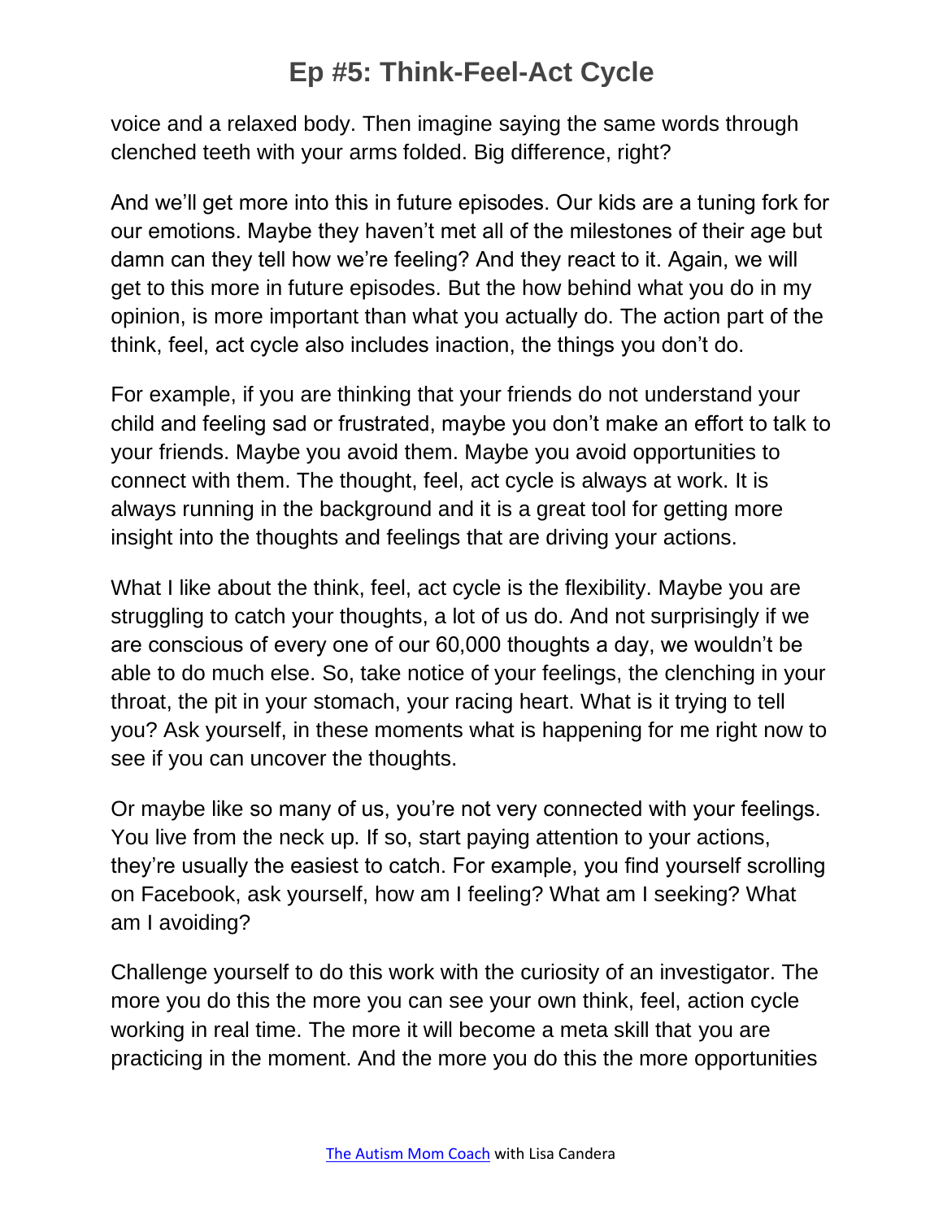voice and a relaxed body. Then imagine saying the same words through clenched teeth with your arms folded. Big difference, right?

And we'll get more into this in future episodes. Our kids are a tuning fork for our emotions. Maybe they haven't met all of the milestones of their age but damn can they tell how we're feeling? And they react to it. Again, we will get to this more in future episodes. But the how behind what you do in my opinion, is more important than what you actually do. The action part of the think, feel, act cycle also includes inaction, the things you don't do.

For example, if you are thinking that your friends do not understand your child and feeling sad or frustrated, maybe you don't make an effort to talk to your friends. Maybe you avoid them. Maybe you avoid opportunities to connect with them. The thought, feel, act cycle is always at work. It is always running in the background and it is a great tool for getting more insight into the thoughts and feelings that are driving your actions.

What I like about the think, feel, act cycle is the flexibility. Maybe you are struggling to catch your thoughts, a lot of us do. And not surprisingly if we are conscious of every one of our 60,000 thoughts a day, we wouldn't be able to do much else. So, take notice of your feelings, the clenching in your throat, the pit in your stomach, your racing heart. What is it trying to tell you? Ask yourself, in these moments what is happening for me right now to see if you can uncover the thoughts.

Or maybe like so many of us, you're not very connected with your feelings. You live from the neck up. If so, start paying attention to your actions, they're usually the easiest to catch. For example, you find yourself scrolling on Facebook, ask yourself, how am I feeling? What am I seeking? What am I avoiding?

Challenge yourself to do this work with the curiosity of an investigator. The more you do this the more you can see your own think, feel, action cycle working in real time. The more it will become a meta skill that you are practicing in the moment. And the more you do this the more opportunities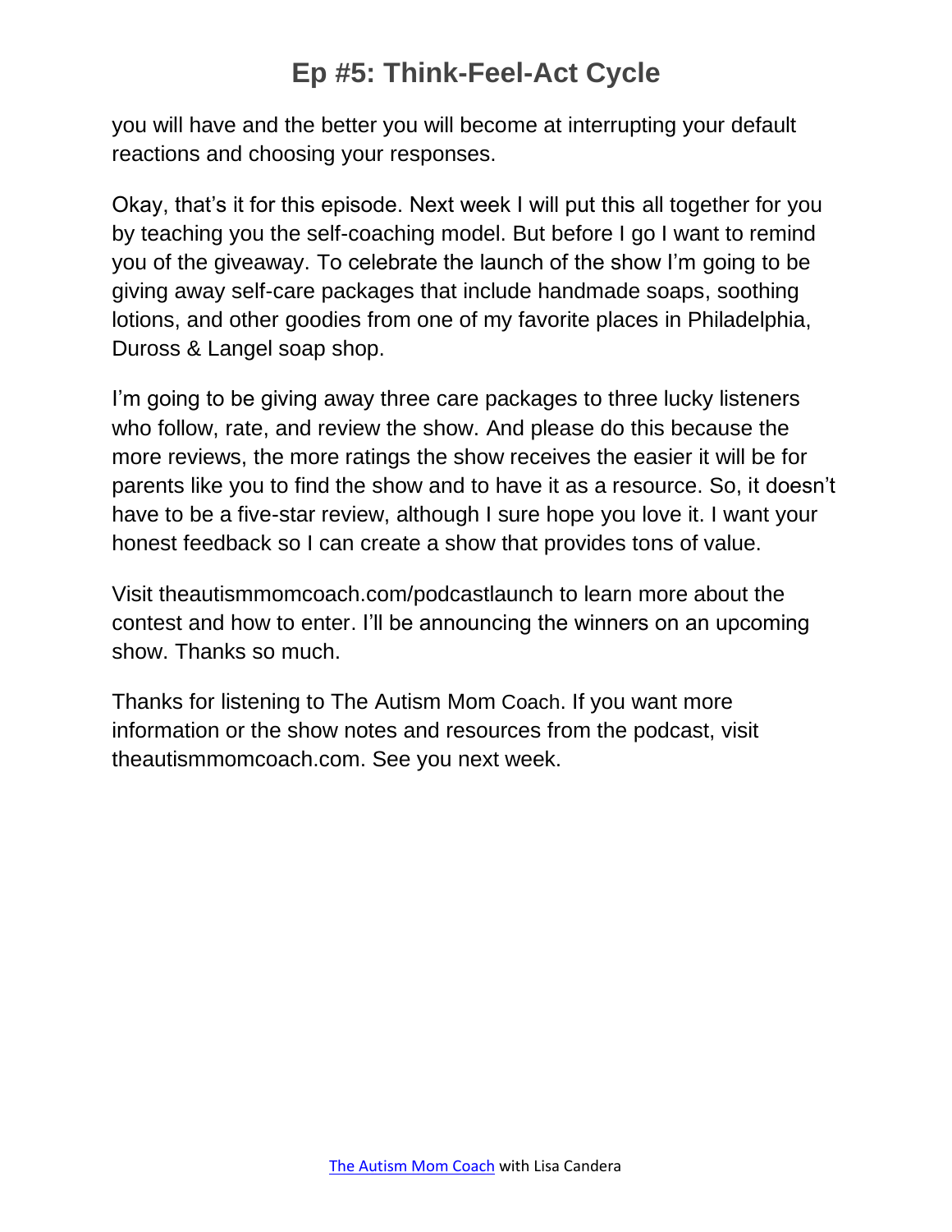you will have and the better you will become at interrupting your default reactions and choosing your responses.

Okay, that's it for this episode. Next week I will put this all together for you by teaching you the self-coaching model. But before I go I want to remind you of the giveaway. To celebrate the launch of the show I'm going to be giving away self-care packages that include handmade soaps, soothing lotions, and other goodies from one of my favorite places in Philadelphia, Duross & Langel soap shop.

I'm going to be giving away three care packages to three lucky listeners who follow, rate, and review the show. And please do this because the more reviews, the more ratings the show receives the easier it will be for parents like you to find the show and to have it as a resource. So, it doesn't have to be a five-star review, although I sure hope you love it. I want your honest feedback so I can create a show that provides tons of value.

Visit theautismmomcoach.com/podcastlaunch to learn more about the contest and how to enter. I'll be announcing the winners on an upcoming show. Thanks so much.

Thanks for listening to The Autism Mom Coach. If you want more information or the show notes and resources from the podcast, visit theautismmomcoach.com. See you next week.